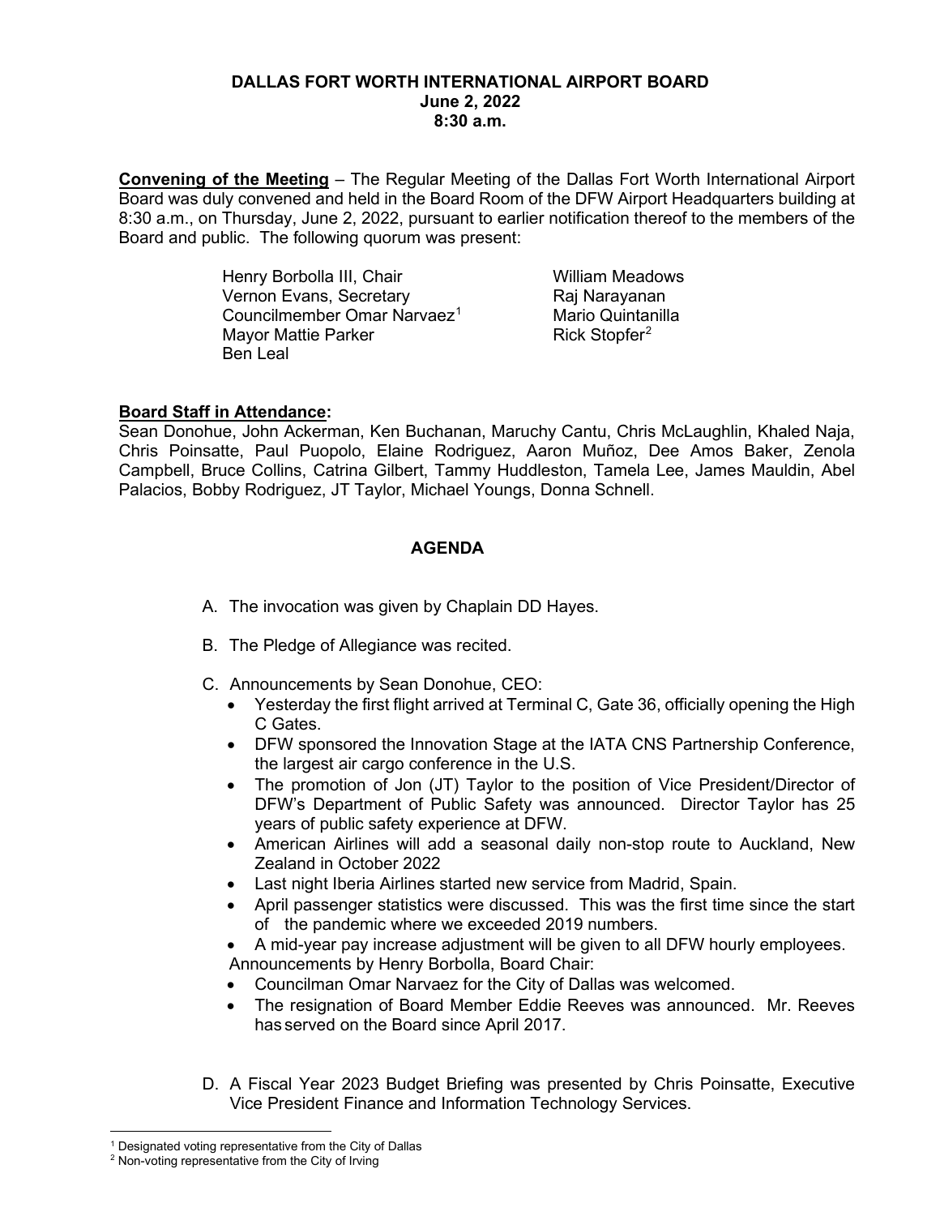**DALLAS FORT WORTH INTERNATIONAL AIRPORT BOARD**
**June 2, 2022**
**8:30 a.m.**

**Convening of the Meeting** – The Regular Meeting of the Dallas Fort Worth International Airport Board was duly convened and held in the Board Room of the DFW Airport Headquarters building at 8:30 a.m., on Thursday, June 2, 2022, pursuant to earlier notification thereof to the members of the Board and public. The following quorum was present:

Henry Borbolla III, Chair
Vernon Evans, Secretary
Councilmember Omar Narvaez[1]
Mayor Mattie Parker
Ben Leal
William Meadows
Raj Narayanan
Mario Quintanilla
Rick Stopfer[2]

**Board Staff in Attendance:**
Sean Donohue, John Ackerman, Ken Buchanan, Maruchy Cantu, Chris McLaughlin, Khaled Naja, Chris Poinsatte, Paul Puopolo, Elaine Rodriguez, Aaron Muñoz, Dee Amos Baker, Zenola Campbell, Bruce Collins, Catrina Gilbert, Tammy Huddleston, Tamela Lee, James Mauldin, Abel Palacios, Bobby Rodriguez, JT Taylor, Michael Youngs, Donna Schnell.

## AGENDA

A. The invocation was given by Chaplain DD Hayes.

B. The Pledge of Allegiance was recited.

C. Announcements by Sean Donohue, CEO:
- Yesterday the first flight arrived at Terminal C, Gate 36, officially opening the High C Gates.
- DFW sponsored the Innovation Stage at the IATA CNS Partnership Conference, the largest air cargo conference in the U.S.
- The promotion of Jon (JT) Taylor to the position of Vice President/Director of DFW's Department of Public Safety was announced. Director Taylor has 25 years of public safety experience at DFW.
- American Airlines will add a seasonal daily non-stop route to Auckland, New Zealand in October 2022
- Last night Iberia Airlines started new service from Madrid, Spain.
- April passenger statistics were discussed. This was the first time since the start of the pandemic where we exceeded 2019 numbers.
- A mid-year pay increase adjustment will be given to all DFW hourly employees.

Announcements by Henry Borbolla, Board Chair:
- Councilman Omar Narvaez for the City of Dallas was welcomed.
- The resignation of Board Member Eddie Reeves was announced. Mr. Reeves has served on the Board since April 2017.

D. A Fiscal Year 2023 Budget Briefing was presented by Chris Poinsatte, Executive Vice President Finance and Information Technology Services.

[1] Designated voting representative from the City of Dallas
[2] Non-voting representative from the City of Irving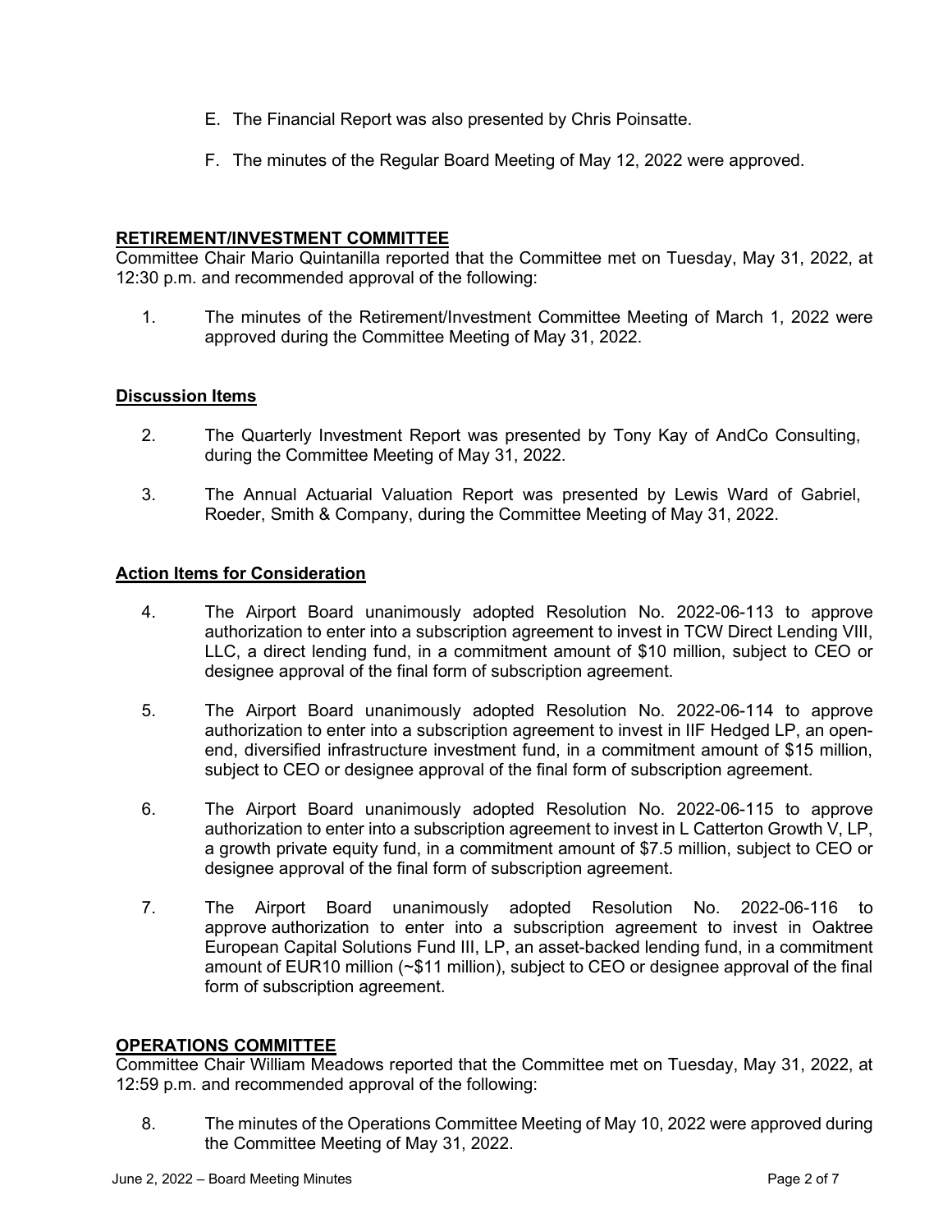E. The Financial Report was also presented by Chris Poinsatte.

F. The minutes of the Regular Board Meeting of May 12, 2022 were approved.

## RETIREMENT/INVESTMENT COMMITTEE

Committee Chair Mario Quintanilla reported that the Committee met on Tuesday, May 31, 2022, at 12:30 p.m. and recommended approval of the following:

1. The minutes of the Retirement/Investment Committee Meeting of March 1, 2022 were approved during the Committee Meeting of May 31, 2022.

### Discussion Items

2. The Quarterly Investment Report was presented by Tony Kay of AndCo Consulting, during the Committee Meeting of May 31, 2022.

3. The Annual Actuarial Valuation Report was presented by Lewis Ward of Gabriel, Roeder, Smith & Company, during the Committee Meeting of May 31, 2022.

### Action Items for Consideration

4. The Airport Board unanimously adopted Resolution No. 2022-06-113 to approve authorization to enter into a subscription agreement to invest in TCW Direct Lending VIII, LLC, a direct lending fund, in a commitment amount of $10 million, subject to CEO or designee approval of the final form of subscription agreement.

5. The Airport Board unanimously adopted Resolution No. 2022-06-114 to approve authorization to enter into a subscription agreement to invest in IIF Hedged LP, an open-end, diversified infrastructure investment fund, in a commitment amount of $15 million, subject to CEO or designee approval of the final form of subscription agreement.

6. The Airport Board unanimously adopted Resolution No. 2022-06-115 to approve authorization to enter into a subscription agreement to invest in L Catterton Growth V, LP, a growth private equity fund, in a commitment amount of $7.5 million, subject to CEO or designee approval of the final form of subscription agreement.

7. The Airport Board unanimously adopted Resolution No. 2022-06-116 to approve authorization to enter into a subscription agreement to invest in Oaktree European Capital Solutions Fund III, LP, an asset-backed lending fund, in a commitment amount of EUR10 million (~$11 million), subject to CEO or designee approval of the final form of subscription agreement.

## OPERATIONS COMMITTEE

Committee Chair William Meadows reported that the Committee met on Tuesday, May 31, 2022, at 12:59 p.m. and recommended approval of the following:

8. The minutes of the Operations Committee Meeting of May 10, 2022 were approved during the Committee Meeting of May 31, 2022.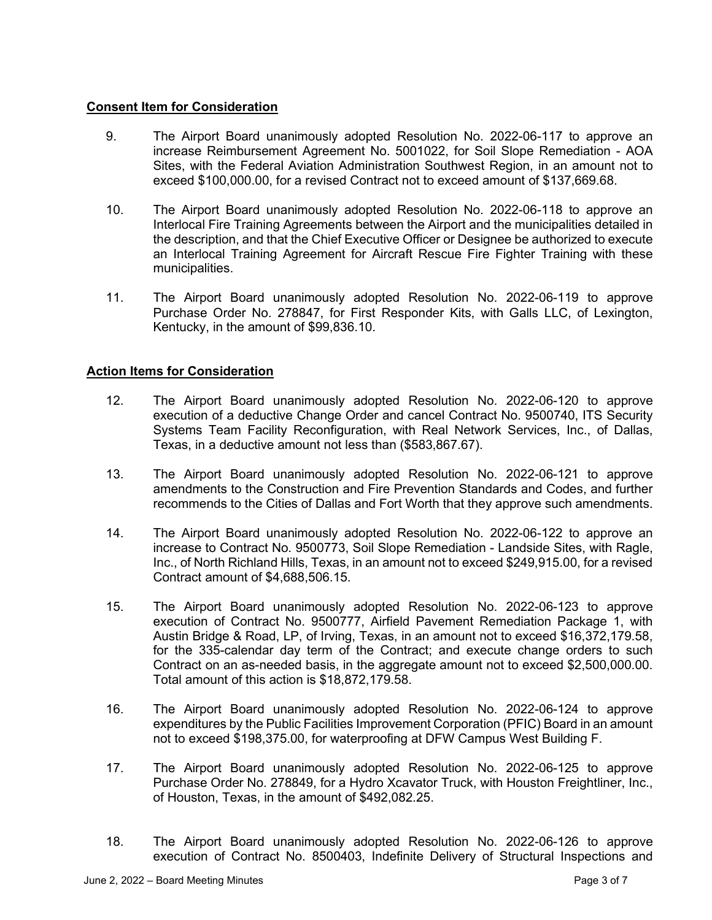**Consent Item for Consideration**

9. The Airport Board unanimously adopted Resolution No. 2022-06-117 to approve an increase Reimbursement Agreement No. 5001022, for Soil Slope Remediation - AOA Sites, with the Federal Aviation Administration Southwest Region, in an amount not to exceed $100,000.00, for a revised Contract not to exceed amount of $137,669.68.

10. The Airport Board unanimously adopted Resolution No. 2022-06-118 to approve an Interlocal Fire Training Agreements between the Airport and the municipalities detailed in the description, and that the Chief Executive Officer or Designee be authorized to execute an Interlocal Training Agreement for Aircraft Rescue Fire Fighter Training with these municipalities.

11. The Airport Board unanimously adopted Resolution No. 2022-06-119 to approve Purchase Order No. 278847, for First Responder Kits, with Galls LLC, of Lexington, Kentucky, in the amount of $99,836.10.

**Action Items for Consideration**

12. The Airport Board unanimously adopted Resolution No. 2022-06-120 to approve execution of a deductive Change Order and cancel Contract No. 9500740, ITS Security Systems Team Facility Reconfiguration, with Real Network Services, Inc., of Dallas, Texas, in a deductive amount not less than ($583,867.67).

13. The Airport Board unanimously adopted Resolution No. 2022-06-121 to approve amendments to the Construction and Fire Prevention Standards and Codes, and further recommends to the Cities of Dallas and Fort Worth that they approve such amendments.

14. The Airport Board unanimously adopted Resolution No. 2022-06-122 to approve an increase to Contract No. 9500773, Soil Slope Remediation - Landside Sites, with Ragle, Inc., of North Richland Hills, Texas, in an amount not to exceed $249,915.00, for a revised Contract amount of $4,688,506.15.

15. The Airport Board unanimously adopted Resolution No. 2022-06-123 to approve execution of Contract No. 9500777, Airfield Pavement Remediation Package 1, with Austin Bridge & Road, LP, of Irving, Texas, in an amount not to exceed $16,372,179.58, for the 335-calendar day term of the Contract; and execute change orders to such Contract on an as-needed basis, in the aggregate amount not to exceed $2,500,000.00. Total amount of this action is $18,872,179.58.

16. The Airport Board unanimously adopted Resolution No. 2022-06-124 to approve expenditures by the Public Facilities Improvement Corporation (PFIC) Board in an amount not to exceed $198,375.00, for waterproofing at DFW Campus West Building F.

17. The Airport Board unanimously adopted Resolution No. 2022-06-125 to approve Purchase Order No. 278849, for a Hydro Xcavator Truck, with Houston Freightliner, Inc., of Houston, Texas, in the amount of $492,082.25.

18. The Airport Board unanimously adopted Resolution No. 2022-06-126 to approve execution of Contract No. 8500403, Indefinite Delivery of Structural Inspections and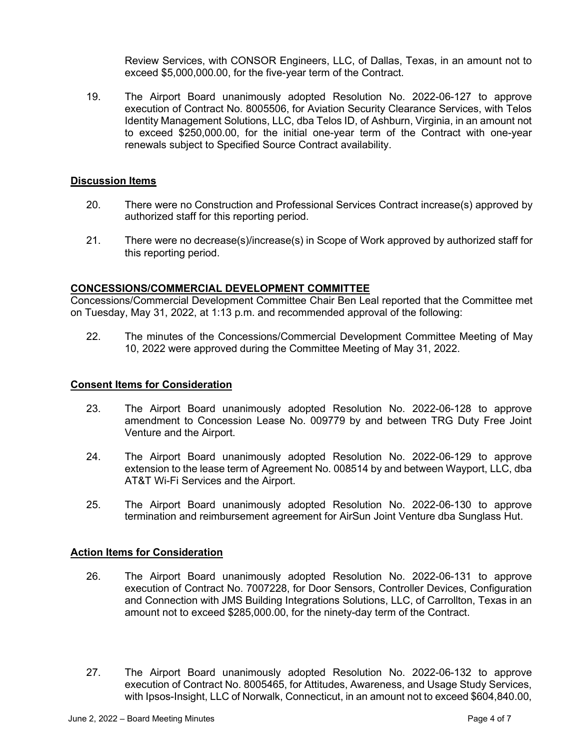Review Services, with CONSOR Engineers, LLC, of Dallas, Texas, in an amount not to exceed $5,000,000.00, for the five-year term of the Contract.

19. The Airport Board unanimously adopted Resolution No. 2022-06-127 to approve execution of Contract No. 8005506, for Aviation Security Clearance Services, with Telos Identity Management Solutions, LLC, dba Telos ID, of Ashburn, Virginia, in an amount not to exceed $250,000.00, for the initial one-year term of the Contract with one-year renewals subject to Specified Source Contract availability.

**Discussion Items**

20. There were no Construction and Professional Services Contract increase(s) approved by authorized staff for this reporting period.

21. There were no decrease(s)/increase(s) in Scope of Work approved by authorized staff for this reporting period.

## CONCESSIONS/COMMERCIAL DEVELOPMENT COMMITTEE

Concessions/Commercial Development Committee Chair Ben Leal reported that the Committee met on Tuesday, May 31, 2022, at 1:13 p.m. and recommended approval of the following:

22. The minutes of the Concessions/Commercial Development Committee Meeting of May 10, 2022 were approved during the Committee Meeting of May 31, 2022.

**Consent Items for Consideration**

23. The Airport Board unanimously adopted Resolution No. 2022-06-128 to approve amendment to Concession Lease No. 009779 by and between TRG Duty Free Joint Venture and the Airport.

24. The Airport Board unanimously adopted Resolution No. 2022-06-129 to approve extension to the lease term of Agreement No. 008514 by and between Wayport, LLC, dba AT&T Wi-Fi Services and the Airport.

25. The Airport Board unanimously adopted Resolution No. 2022-06-130 to approve termination and reimbursement agreement for AirSun Joint Venture dba Sunglass Hut.

**Action Items for Consideration**

26. The Airport Board unanimously adopted Resolution No. 2022-06-131 to approve execution of Contract No. 7007228, for Door Sensors, Controller Devices, Configuration and Connection with JMS Building Integrations Solutions, LLC, of Carrollton, Texas in an amount not to exceed $285,000.00, for the ninety-day term of the Contract.

27. The Airport Board unanimously adopted Resolution No. 2022-06-132 to approve execution of Contract No. 8005465, for Attitudes, Awareness, and Usage Study Services, with Ipsos-Insight, LLC of Norwalk, Connecticut, in an amount not to exceed $604,840.00,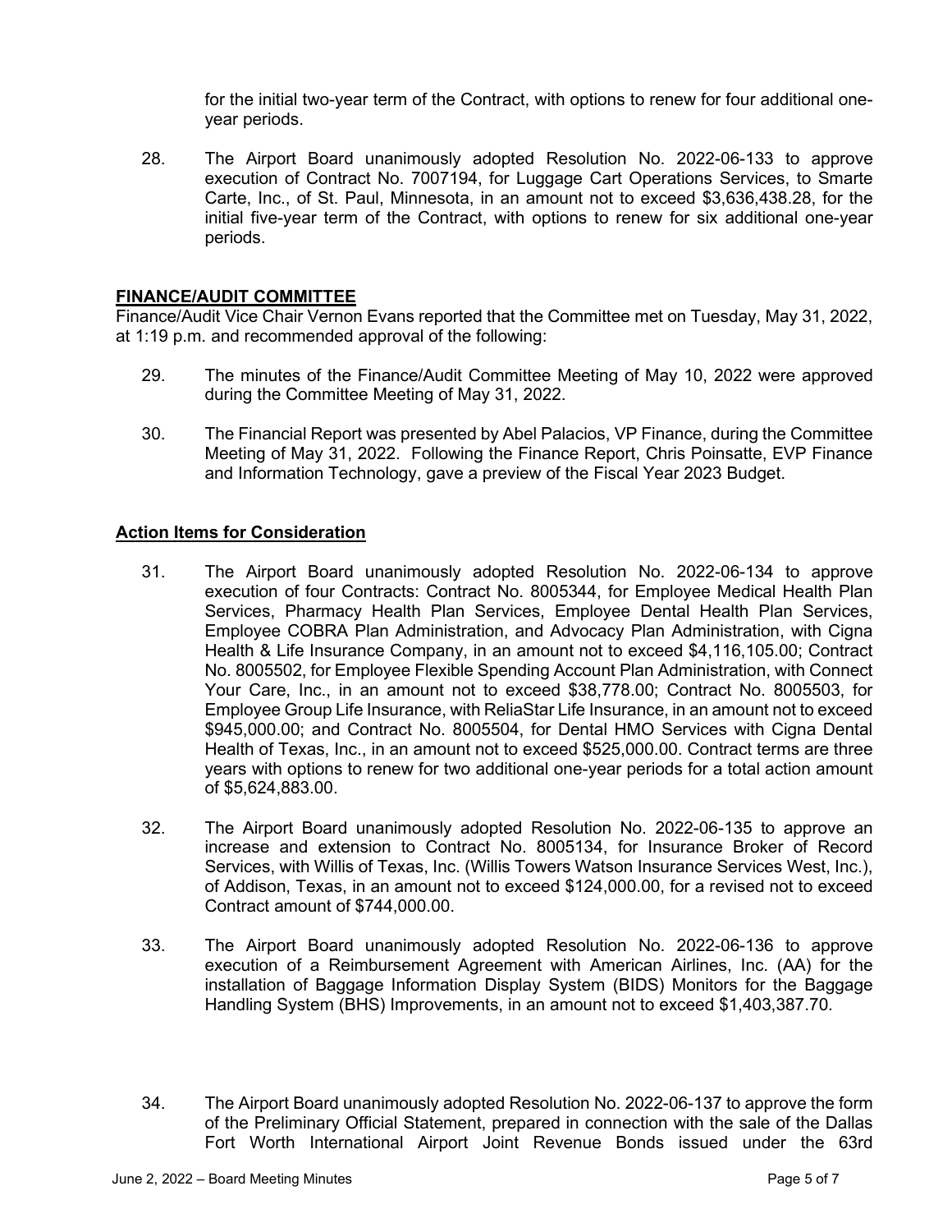for the initial two-year term of the Contract, with options to renew for four additional one-year periods.

28. The Airport Board unanimously adopted Resolution No. 2022-06-133 to approve execution of Contract No. 7007194, for Luggage Cart Operations Services, to Smarte Carte, Inc., of St. Paul, Minnesota, in an amount not to exceed $3,636,438.28, for the initial five-year term of the Contract, with options to renew for six additional one-year periods.

## FINANCE/AUDIT COMMITTEE

Finance/Audit Vice Chair Vernon Evans reported that the Committee met on Tuesday, May 31, 2022, at 1:19 p.m. and recommended approval of the following:

29. The minutes of the Finance/Audit Committee Meeting of May 10, 2022 were approved during the Committee Meeting of May 31, 2022.

30. The Financial Report was presented by Abel Palacios, VP Finance, during the Committee Meeting of May 31, 2022. Following the Finance Report, Chris Poinsatte, EVP Finance and Information Technology, gave a preview of the Fiscal Year 2023 Budget.

### Action Items for Consideration

31. The Airport Board unanimously adopted Resolution No. 2022-06-134 to approve execution of four Contracts: Contract No. 8005344, for Employee Medical Health Plan Services, Pharmacy Health Plan Services, Employee Dental Health Plan Services, Employee COBRA Plan Administration, and Advocacy Plan Administration, with Cigna Health & Life Insurance Company, in an amount not to exceed $4,116,105.00; Contract No. 8005502, for Employee Flexible Spending Account Plan Administration, with Connect Your Care, Inc., in an amount not to exceed $38,778.00; Contract No. 8005503, for Employee Group Life Insurance, with ReliaStar Life Insurance, in an amount not to exceed $945,000.00; and Contract No. 8005504, for Dental HMO Services with Cigna Dental Health of Texas, Inc., in an amount not to exceed $525,000.00. Contract terms are three years with options to renew for two additional one-year periods for a total action amount of $5,624,883.00.

32. The Airport Board unanimously adopted Resolution No. 2022-06-135 to approve an increase and extension to Contract No. 8005134, for Insurance Broker of Record Services, with Willis of Texas, Inc. (Willis Towers Watson Insurance Services West, Inc.), of Addison, Texas, in an amount not to exceed $124,000.00, for a revised not to exceed Contract amount of $744,000.00.

33. The Airport Board unanimously adopted Resolution No. 2022-06-136 to approve execution of a Reimbursement Agreement with American Airlines, Inc. (AA) for the installation of Baggage Information Display System (BIDS) Monitors for the Baggage Handling System (BHS) Improvements, in an amount not to exceed $1,403,387.70.

34. The Airport Board unanimously adopted Resolution No. 2022-06-137 to approve the form of the Preliminary Official Statement, prepared in connection with the sale of the Dallas Fort Worth International Airport Joint Revenue Bonds issued under the 63rd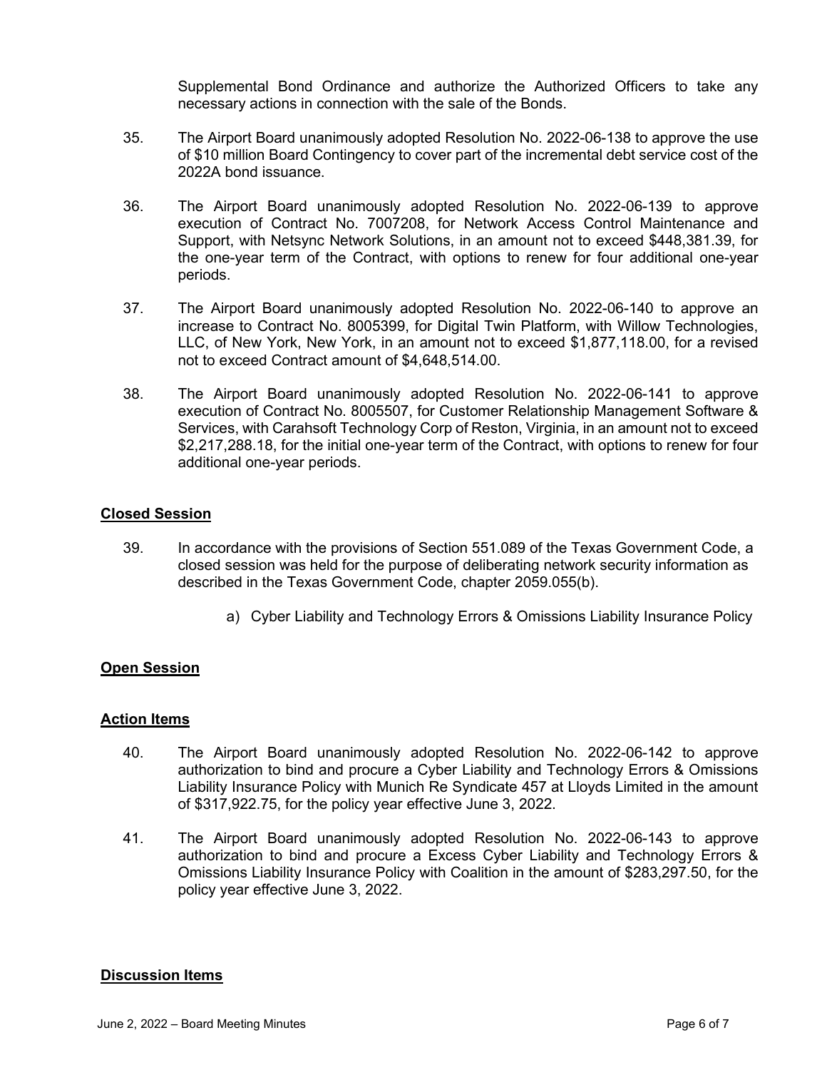Supplemental Bond Ordinance and authorize the Authorized Officers to take any necessary actions in connection with the sale of the Bonds.

35. The Airport Board unanimously adopted Resolution No. 2022-06-138 to approve the use of $10 million Board Contingency to cover part of the incremental debt service cost of the 2022A bond issuance.

36. The Airport Board unanimously adopted Resolution No. 2022-06-139 to approve execution of Contract No. 7007208, for Network Access Control Maintenance and Support, with Netsync Network Solutions, in an amount not to exceed $448,381.39, for the one-year term of the Contract, with options to renew for four additional one-year periods.

37. The Airport Board unanimously adopted Resolution No. 2022-06-140 to approve an increase to Contract No. 8005399, for Digital Twin Platform, with Willow Technologies, LLC, of New York, New York, in an amount not to exceed $1,877,118.00, for a revised not to exceed Contract amount of $4,648,514.00.

38. The Airport Board unanimously adopted Resolution No. 2022-06-141 to approve execution of Contract No. 8005507, for Customer Relationship Management Software & Services, with Carahsoft Technology Corp of Reston, Virginia, in an amount not to exceed $2,217,288.18, for the initial one-year term of the Contract, with options to renew for four additional one-year periods.

**Closed Session**

39. In accordance with the provisions of Section 551.089 of the Texas Government Code, a closed session was held for the purpose of deliberating network security information as described in the Texas Government Code, chapter 2059.055(b).

    a) Cyber Liability and Technology Errors & Omissions Liability Insurance Policy

**Open Session**

**Action Items**

40. The Airport Board unanimously adopted Resolution No. 2022-06-142 to approve authorization to bind and procure a Cyber Liability and Technology Errors & Omissions Liability Insurance Policy with Munich Re Syndicate 457 at Lloyds Limited in the amount of $317,922.75, for the policy year effective June 3, 2022.

41. The Airport Board unanimously adopted Resolution No. 2022-06-143 to approve authorization to bind and procure a Excess Cyber Liability and Technology Errors & Omissions Liability Insurance Policy with Coalition in the amount of $283,297.50, for the policy year effective June 3, 2022.

**Discussion Items**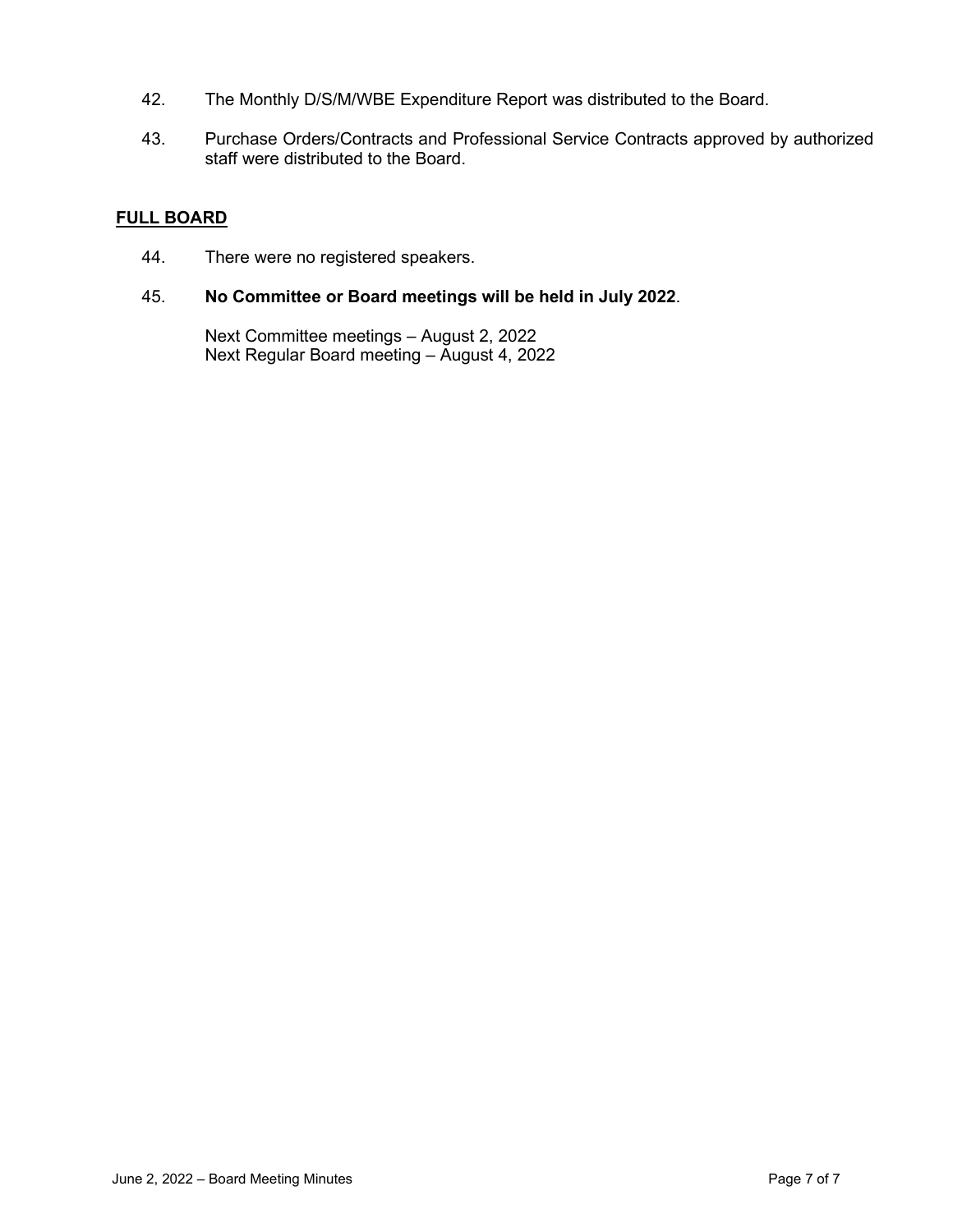42. The Monthly D/S/M/WBE Expenditure Report was distributed to the Board.

43. Purchase Orders/Contracts and Professional Service Contracts approved by authorized staff were distributed to the Board.

**FULL BOARD**

44. There were no registered speakers.

45. **No Committee or Board meetings will be held in July 2022**.

    Next Committee meetings – August 2, 2022
    Next Regular Board meeting – August 4, 2022